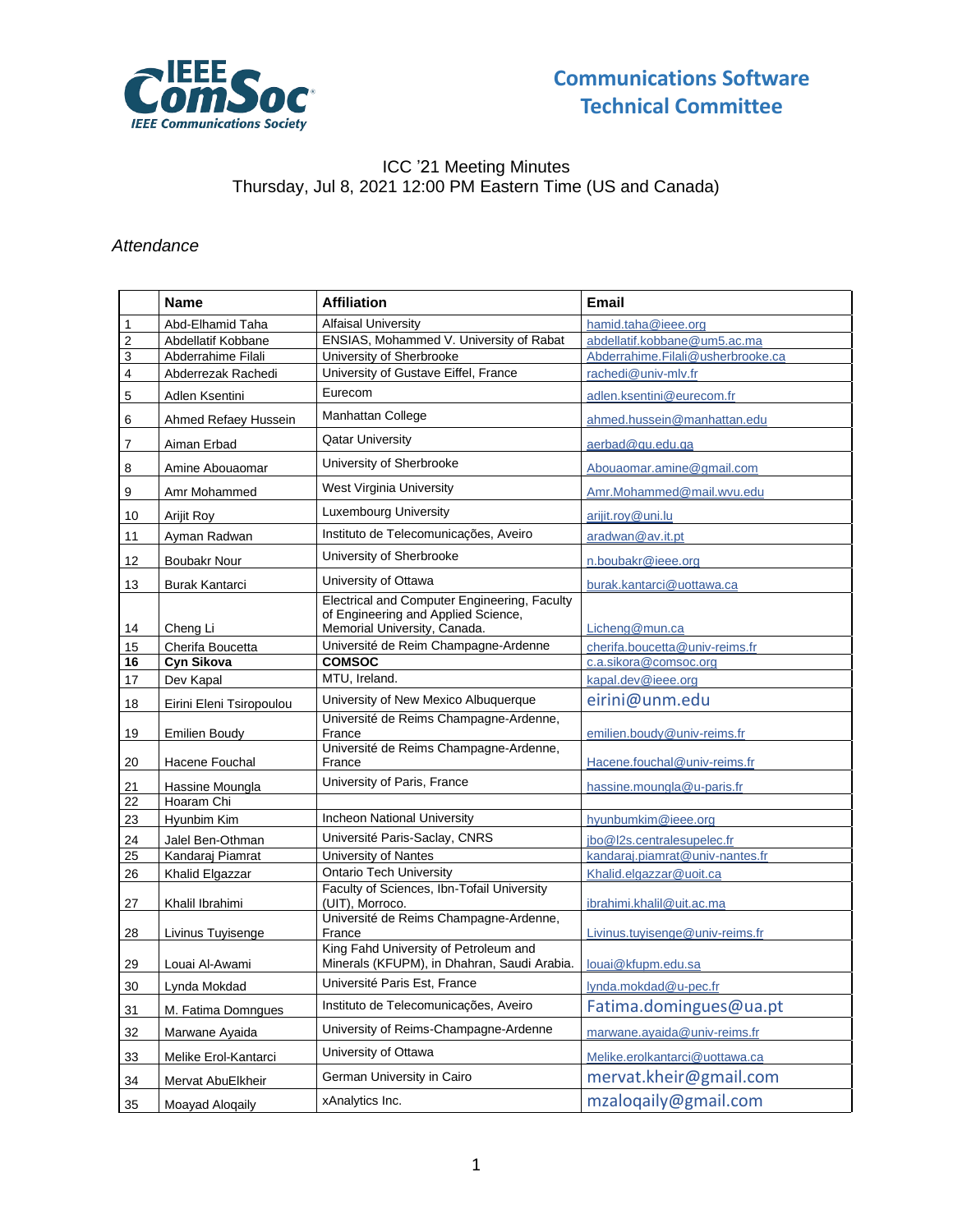# Communications Software Technical Committee

ICC ’21 Meeting Minutes
Thursday, Jul 8, 2021 12:00 PM Eastern Time (US and Canada)

*Attendance*

| | Name | Affiliation | Email |
|---|---|---|---|
| 1 | Abd-Elhamid Taha | Alfaisal University | hamid.taha@ieee.org |
| 2 | Abdellatif Kobbane | ENSIAS, Mohammed V. University of Rabat | abdellatif.kobbane@um5.ac.ma |
| 3 | Abderrahime Filali | University of Sherbrooke | Abderrahime.Filali@usherbrooke.ca |
| 4 | Abderrezak Rachedi | University of Gustave Eiffel, France | rachedi@univ-mlv.fr |
| 5 | Adlen Ksentini | Eurecom | adlen.ksentini@eurecom.fr |
| 6 | Ahmed Refaey Hussein | Manhattan College | ahmed.hussein@manhattan.edu |
| 7 | Aiman Erbad | Qatar University | aerbad@qu.edu.qa |
| 8 | Amine Abouaomar | University of Sherbrooke | Abouaomar.amine@gmail.com |
| 9 | Amr Mohammed | West Virginia University | Amr.Mohammed@mail.wvu.edu |
| 10 | Arijit Roy | Luxembourg University | arijit.roy@uni.lu |
| 11 | Ayman Radwan | Instituto de Telecomunicações, Aveiro | aradwan@av.it.pt |
| 12 | Boubakr Nour | University of Sherbrooke | n.boubakr@ieee.org |
| 13 | Burak Kantarci | University of Ottawa | burak.kantarci@uottawa.ca |
| 14 | Cheng Li | Electrical and Computer Engineering, Faculty of Engineering and Applied Science, Memorial University, Canada. | Licheng@mun.ca |
| 15 | Cherifa Boucetta | Université de Reim Champagne-Ardenne | cherifa.boucetta@univ-reims.fr |
| **16** | **Cyn Sikova** | **COMSOC** | c.a.sikora@comsoc.org |
| 17 | Dev Kapal | MTU, Ireland. | kapal.dev@ieee.org |
| 18 | Eirini Eleni Tsiropoulou | University of New Mexico Albuquerque | eirini@unm.edu |
| 19 | Emilien Boudy | Université de Reims Champagne-Ardenne, France | emilien.boudy@univ-reims.fr |
| 20 | Hacene Fouchal | Université de Reims Champagne-Ardenne, France | Hacene.fouchal@univ-reims.fr |
| 21 | Hassine Moungla | University of Paris, France | hassine.moungla@u-paris.fr |
| 22 | Hoaram Chi | | |
| 23 | Hyunbim Kim | Incheon National University | hyunbumkim@ieee.org |
| 24 | Jalel Ben-Othman | Université Paris-Saclay, CNRS | jbo@l2s.centralesupelec.fr |
| 25 | Kandaraj Piamrat | University of Nantes | kandaraj.piamrat@univ-nantes.fr |
| 26 | Khalid Elgazzar | Ontario Tech University | Khalid.elgazzar@uoit.ca |
| 27 | Khalil Ibrahimi | Faculty of Sciences, Ibn-Tofail University (UIT), Morroco. | ibrahimi.khalil@uit.ac.ma |
| 28 | Livinus Tuyisenge | Université de Reims Champagne-Ardenne, France | Livinus.tuyisenge@univ-reims.fr |
| 29 | Louai Al-Awami | King Fahd University of Petroleum and Minerals (KFUPM), in Dhahran, Saudi Arabia. | louai@kfupm.edu.sa |
| 30 | Lynda Mokdad | Université Paris Est, France | lynda.mokdad@u-pec.fr |
| 31 | M. Fatima Domngues | Instituto de Telecomunicações, Aveiro | Fatima.domingues@ua.pt |
| 32 | Marwane Ayaida | University of Reims-Champagne-Ardenne | marwane.ayaida@univ-reims.fr |
| 33 | Melike Erol-Kantarci | University of Ottawa | Melike.erolkantarci@uottawa.ca |
| 34 | Mervat AbuElkheir | German University in Cairo | mervat.kheir@gmail.com |
| 35 | Moayad Aloqaily | xAnalytics Inc. | mzaloqaily@gmail.com |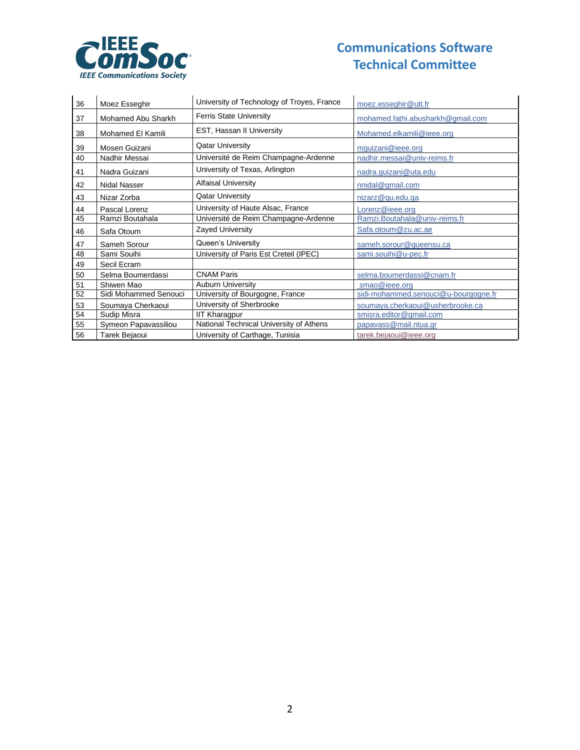| 36 | Moez Esseghir | University of Technology of Troyes, France | moez.esseghir@utt.fr |
|---|---|---|---|
| 37 | Mohamed Abu Sharkh | Ferris State University | mohamed.fathi.abusharkh@gmail.com |
| 38 | Mohamed El Kamili | EST, Hassan II University | Mohamed.elkamili@ieee.org |
| 39 | Mosen Guizani | Qatar University | mguizani@ieee.org |
| 40 | Nadhir Messai | Université de Reim Champagne-Ardenne | nadhir.messai@univ-reims.fr |
| 41 | Nadra Guizani | University of Texas, Arlington | nadra.guizani@uta.edu |
| 42 | Nidal Nasser | Alfaisal University | nnidal@gmail.com |
| 43 | Nizar Zorba | Qatar University | nizarz@qu.edu.qa |
| 44 | Pascal Lorenz | University of Haute Alsac, France | Lorenz@ieee.org |
| 45 | Ramzi Boutahala | Université de Reim Champagne-Ardenne | Ramzi.Boutahala@univ-reims.fr |
| 46 | Safa Otoum | Zayed University | Safa.otoum@zu.ac.ae |
| 47 | Sameh Sorour | Queen's University | sameh.sorour@queensu.ca |
| 48 | Sami Souihi | University of Paris Est Creteil (IPEC) | sami.souihi@u-pec.fr |
| 49 | Secil Ecram | | |
| 50 | Selma Boumerdassi | CNAM Paris | selma.boumerdassi@cnam.fr |
| 51 | Shiwen Mao | Auburn University | smao@ieee.org |
| 52 | Sidi Mohammed Senouci | University of Bourgogne, France | sidi-mohammed.senouci@u-bourgogne.fr |
| 53 | Soumaya Cherkaoui | University of Sherbrooke | soumaya.cherkaoui@usherbrooke.ca |
| 54 | Sudip Misra | IIT Kharagpur | smisra.editor@gmail.com |
| 55 | Symeon Papavassiliou | National Technical University of Athens | papavass@mail.ntua.gr |
| 56 | Tarek Bejaoui | University of Carthage, Tunisia | tarek.bejaoui@ieee.org |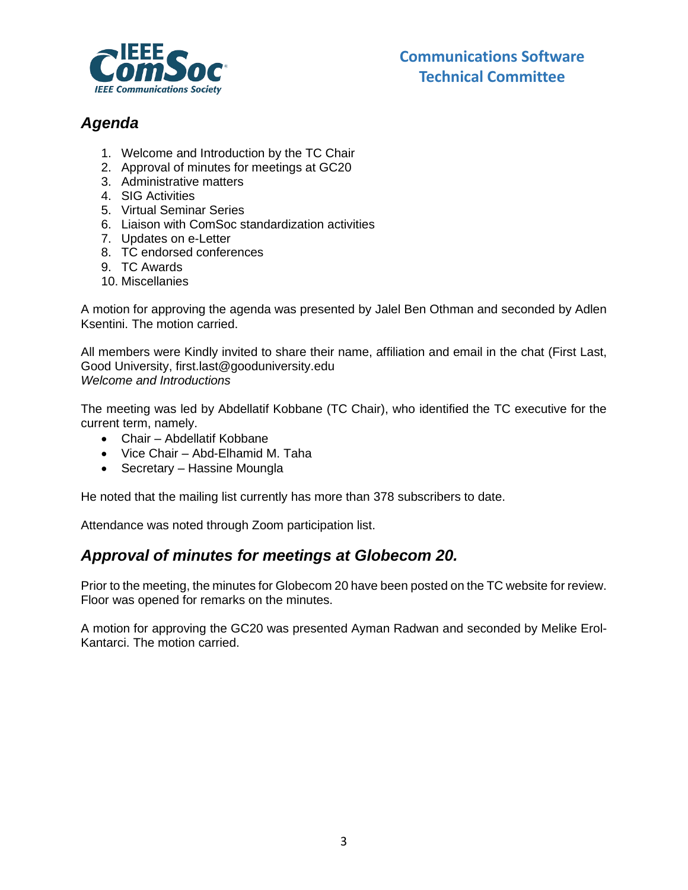## *Agenda*

1. Welcome and Introduction by the TC Chair
2. Approval of minutes for meetings at GC20
3. Administrative matters
4. SIG Activities
5. Virtual Seminar Series
6. Liaison with ComSoc standardization activities
7. Updates on e-Letter
8. TC endorsed conferences
9. TC Awards
10. Miscellanies

A motion for approving the agenda was presented by Jalel Ben Othman and seconded by Adlen Ksentini. The motion carried.

All members were Kindly invited to share their name, affiliation and email in the chat (First Last, Good University, first.last@gooduniversity.edu

*Welcome and Introductions*

The meeting was led by Abdellatif Kobbane (TC Chair), who identified the TC executive for the current term, namely.

- Chair – Abdellatif Kobbane
- Vice Chair – Abd-Elhamid M. Taha
- Secretary – Hassine Moungla

He noted that the mailing list currently has more than 378 subscribers to date.

Attendance was noted through Zoom participation list.

## *Approval of minutes for meetings at Globecom 20.*

Prior to the meeting, the minutes for Globecom 20 have been posted on the TC website for review. Floor was opened for remarks on the minutes.

A motion for approving the GC20 was presented Ayman Radwan and seconded by Melike Erol-Kantarci. The motion carried.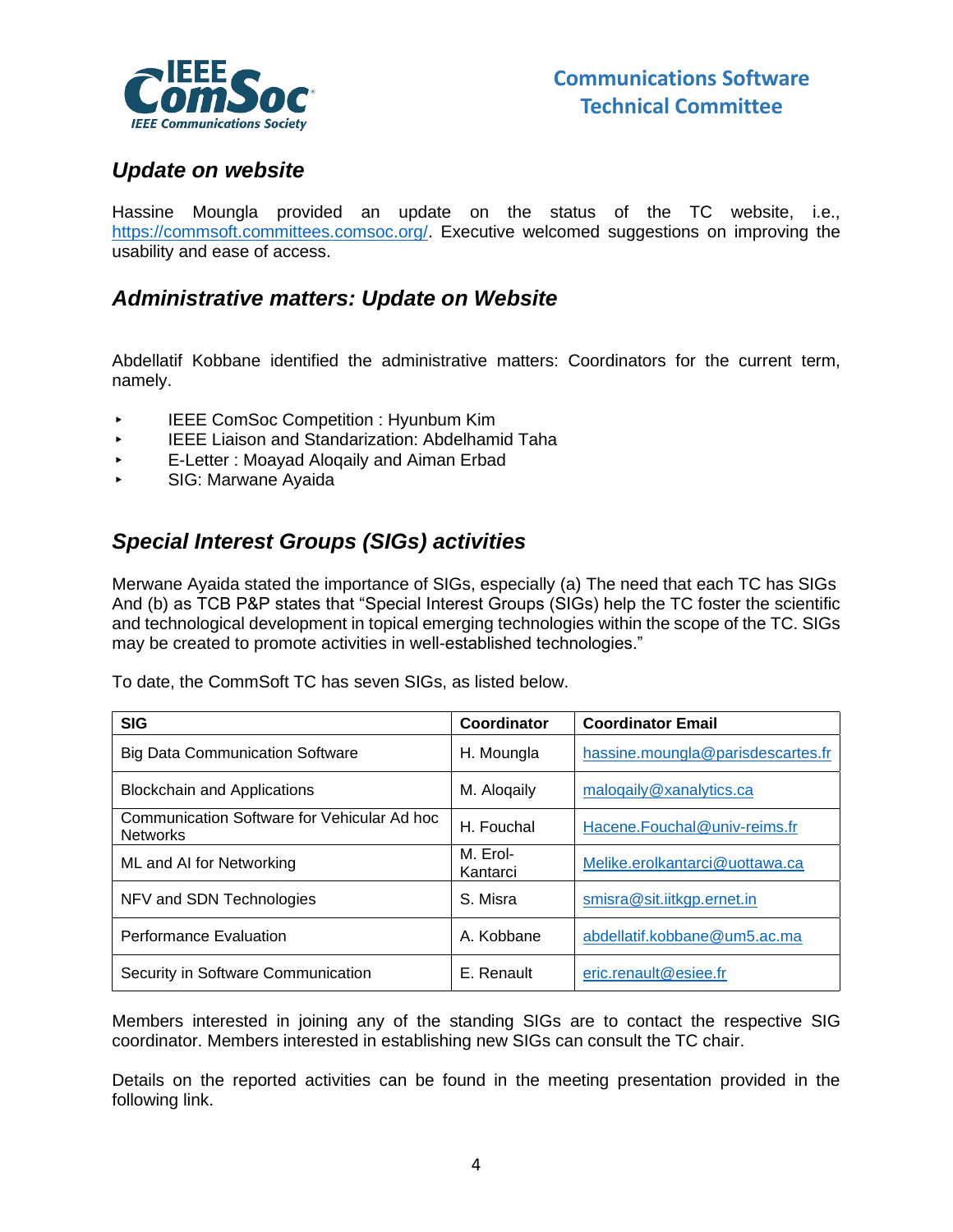## *Update on website*

Hassine Moungla provided an update on the status of the TC website, i.e., https://commsoft.committees.comsoc.org/. Executive welcomed suggestions on improving the usability and ease of access.

## *Administrative matters: Update on Website*

Abdellatif Kobbane identified the administrative matters: Coordinators for the current term, namely.

- IEEE ComSoc Competition : Hyunbum Kim
- IEEE Liaison and Standarization: Abdelhamid Taha
- E-Letter : Moayad Aloqaily and Aiman Erbad
- SIG: Marwane Ayaida

## *Special Interest Groups (SIGs) activities*

Merwane Ayaida stated the importance of SIGs, especially (a) The need that each TC has SIGs And (b) as TCB P&P states that “Special Interest Groups (SIGs) help the TC foster the scientific and technological development in topical emerging technologies within the scope of the TC. SIGs may be created to promote activities in well-established technologies.”

To date, the CommSoft TC has seven SIGs, as listed below.

| SIG | Coordinator | Coordinator Email |
|---|---|---|
| Big Data Communication Software | H. Moungla | hassine.moungla@parisdescartes.fr |
| Blockchain and Applications | M. Aloqaily | maloqaily@xanalytics.ca |
| Communication Software for Vehicular Ad hoc Networks | H. Fouchal | Hacene.Fouchal@univ-reims.fr |
| ML and AI for Networking | M. Erol-Kantarci | Melike.erolkantarci@uottawa.ca |
| NFV and SDN Technologies | S. Misra | smisra@sit.iitkgp.ernet.in |
| Performance Evaluation | A. Kobbane | abdellatif.kobbane@um5.ac.ma |
| Security in Software Communication | E. Renault | eric.renault@esiee.fr |

Members interested in joining any of the standing SIGs are to contact the respective SIG coordinator. Members interested in establishing new SIGs can consult the TC chair.

Details on the reported activities can be found in the meeting presentation provided in the following link.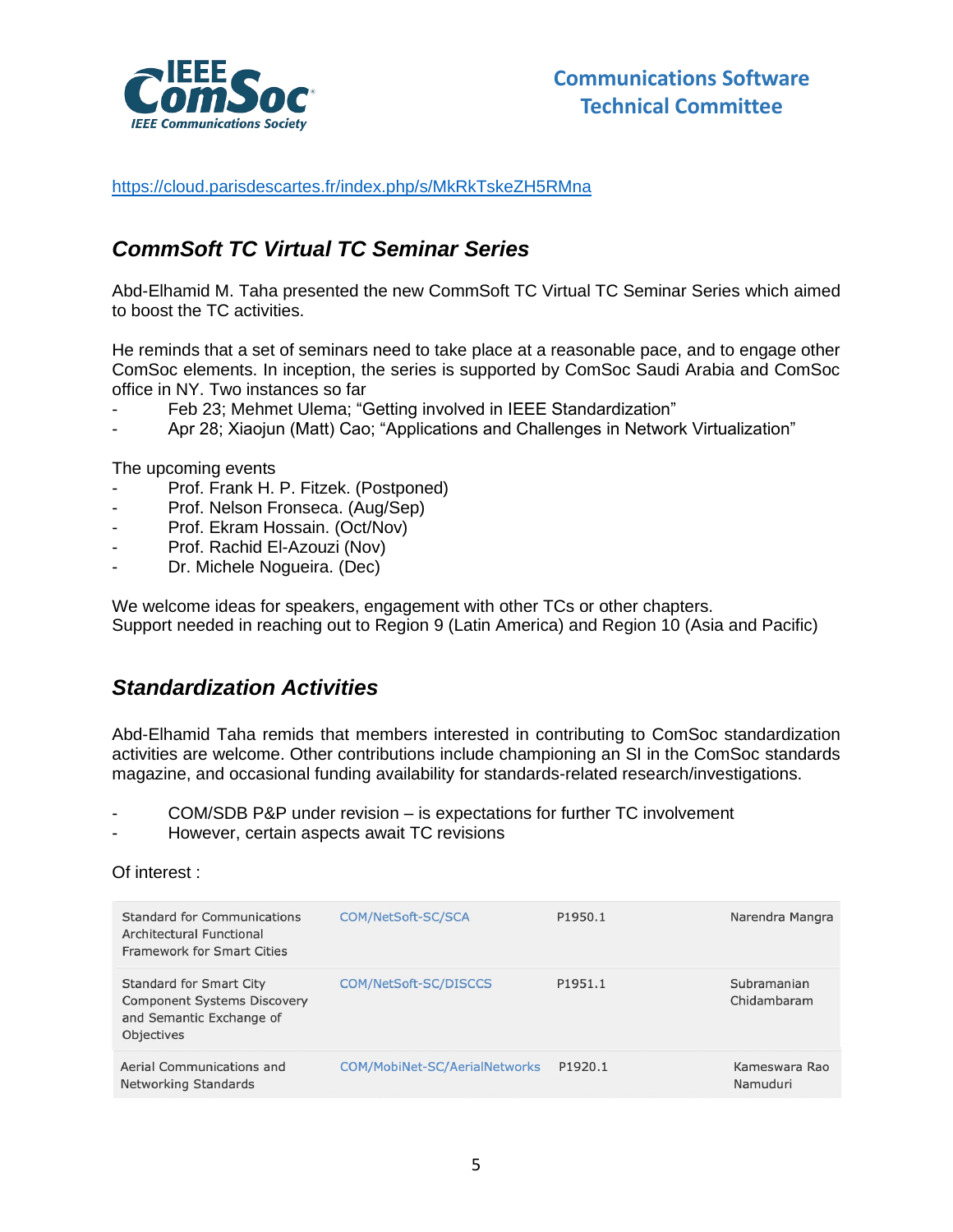https://cloud.parisdescartes.fr/index.php/s/MkRkTskeZH5RMna

## CommSoft TC Virtual TC Seminar Series

Abd-Elhamid M. Taha presented the new CommSoft TC Virtual TC Seminar Series which aimed to boost the TC activities.

He reminds that a set of seminars need to take place at a reasonable pace, and to engage other ComSoc elements. In inception, the series is supported by ComSoc Saudi Arabia and ComSoc office in NY. Two instances so far

- Feb 23; Mehmet Ulema; "Getting involved in IEEE Standardization"
- Apr 28; Xiaojun (Matt) Cao; "Applications and Challenges in Network Virtualization"

The upcoming events

- Prof. Frank H. P. Fitzek. (Postponed)
- Prof. Nelson Fronseca. (Aug/Sep)
- Prof. Ekram Hossain. (Oct/Nov)
- Prof. Rachid El-Azouzi (Nov)
- Dr. Michele Nogueira. (Dec)

We welcome ideas for speakers, engagement with other TCs or other chapters.
Support needed in reaching out to Region 9 (Latin America) and Region 10 (Asia and Pacific)

## Standardization Activities

Abd-Elhamid Taha remids that members interested in contributing to ComSoc standardization activities are welcome. Other contributions include championing an SI in the ComSoc standards magazine, and occasional funding availability for standards-related research/investigations.

- COM/SDB P&P under revision – is expectations for further TC involvement
- However, certain aspects await TC revisions

Of interest :

| | | | |
|---|---|---|---|
| Standard for Communications Architectural Functional Framework for Smart Cities | COM/NetSoft-SC/SCA | P1950.1 | Narendra Mangra |
| Standard for Smart City Component Systems Discovery and Semantic Exchange of Objectives | COM/NetSoft-SC/DISCCS | P1951.1 | Subramanian Chidambaram |
| Aerial Communications and Networking Standards | COM/MobiNet-SC/AerialNetworks | P1920.1 | Kameswara Rao Namuduri |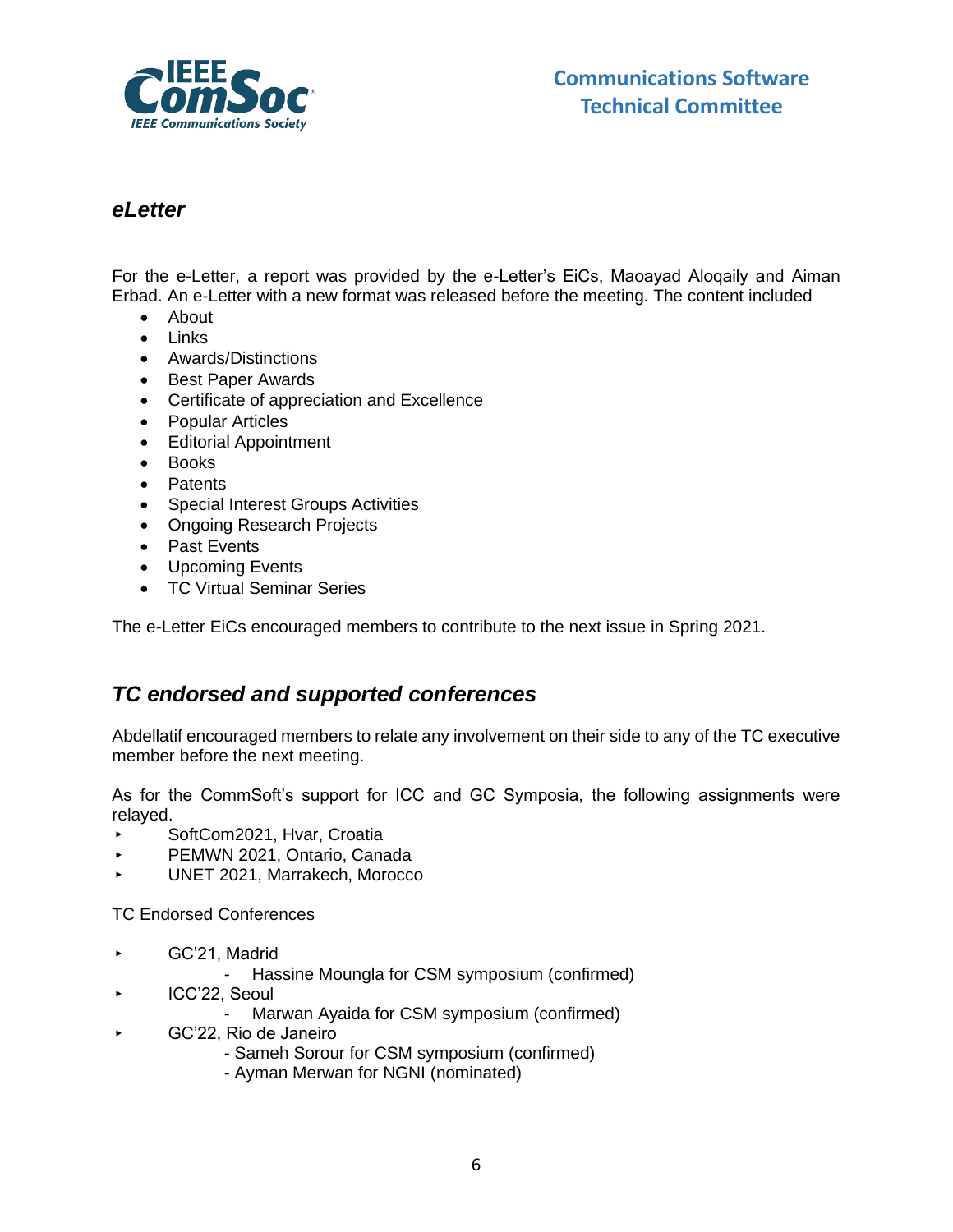## *eLetter*

For the e-Letter, a report was provided by the e-Letter's EiCs, Maoayad Aloqaily and Aiman Erbad. An e-Letter with a new format was released before the meeting. The content included

- About
- Links
- Awards/Distinctions
- Best Paper Awards
- Certificate of appreciation and Excellence
- Popular Articles
- Editorial Appointment
- Books
- Patents
- Special Interest Groups Activities
- Ongoing Research Projects
- Past Events
- Upcoming Events
- TC Virtual Seminar Series

The e-Letter EiCs encouraged members to contribute to the next issue in Spring 2021.

## *TC endorsed and supported conferences*

Abdellatif encouraged members to relate any involvement on their side to any of the TC executive member before the next meeting.

As for the CommSoft's support for ICC and GC Symposia, the following assignments were relayed.

- SoftCom2021, Hvar, Croatia
- PEMWN 2021, Ontario, Canada
- UNET 2021, Marrakech, Morocco

TC Endorsed Conferences

- GC'21, Madrid
  - Hassine Moungla for CSM symposium (confirmed)
- ICC'22, Seoul
  - Marwan Ayaida for CSM symposium (confirmed)
- GC'22, Rio de Janeiro
  - Sameh Sorour for CSM symposium (confirmed)
  - Ayman Merwan for NGNI (nominated)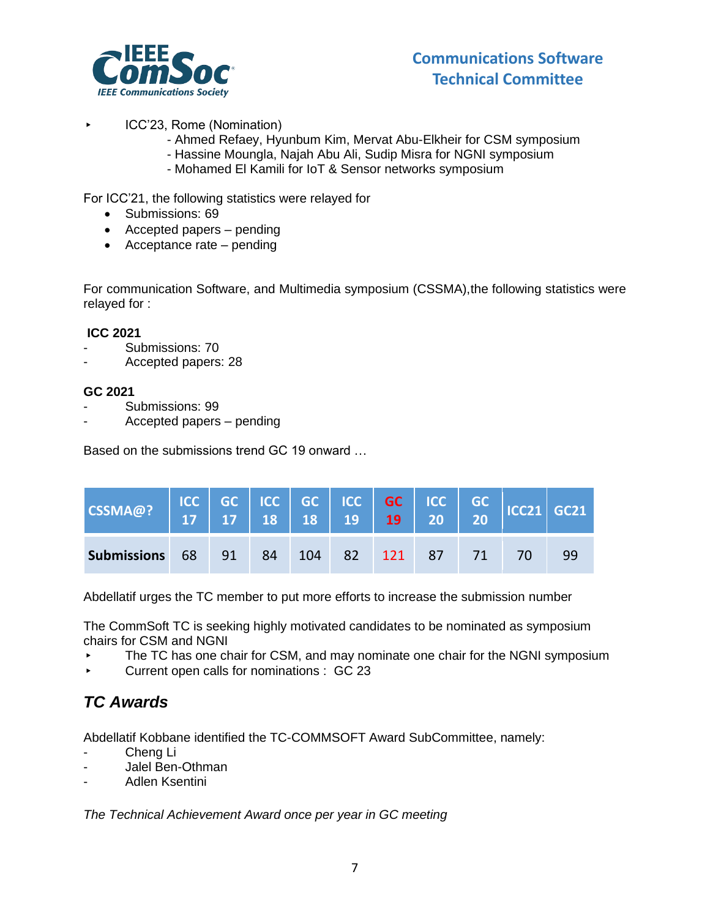- ICC'23, Rome (Nomination)
  - Ahmed Refaey, Hyunbum Kim, Mervat Abu-Elkheir for CSM symposium
  - Hassine Moungla, Najah Abu Ali, Sudip Misra for NGNI symposium
  - Mohamed El Kamili for IoT & Sensor networks symposium

For ICC'21, the following statistics were relayed for

- Submissions: 69
- Accepted papers – pending
- Acceptance rate – pending

For communication Software, and Multimedia symposium (CSSMA),the following statistics were relayed for :

**ICC 2021**

- Submissions: 70
- Accepted papers: 28

**GC 2021**

- Submissions: 99
- Accepted papers – pending

Based on the submissions trend GC 19 onward …

| CSSMA@? | ICC 17 | GC 17 | ICC 18 | GC 18 | ICC 19 | GC 19 | ICC 20 | GC 20 | ICC21 | GC21 |
|---|---|---|---|---|---|---|---|---|---|---|
| **Submissions** | 68 | 91 | 84 | 104 | 82 | 121 | 87 | 71 | 70 | 99 |

Abdellatif urges the TC member to put more efforts to increase the submission number

The CommSoft TC is seeking highly motivated candidates to be nominated as symposium chairs for CSM and NGNI

- The TC has one chair for CSM, and may nominate one chair for the NGNI symposium
- Current open calls for nominations : GC 23

## *TC Awards*

Abdellatif Kobbane identified the TC-COMMSOFT Award SubCommittee, namely:

- Cheng Li
- Jalel Ben-Othman
- Adlen Ksentini

*The Technical Achievement Award once per year in GC meeting*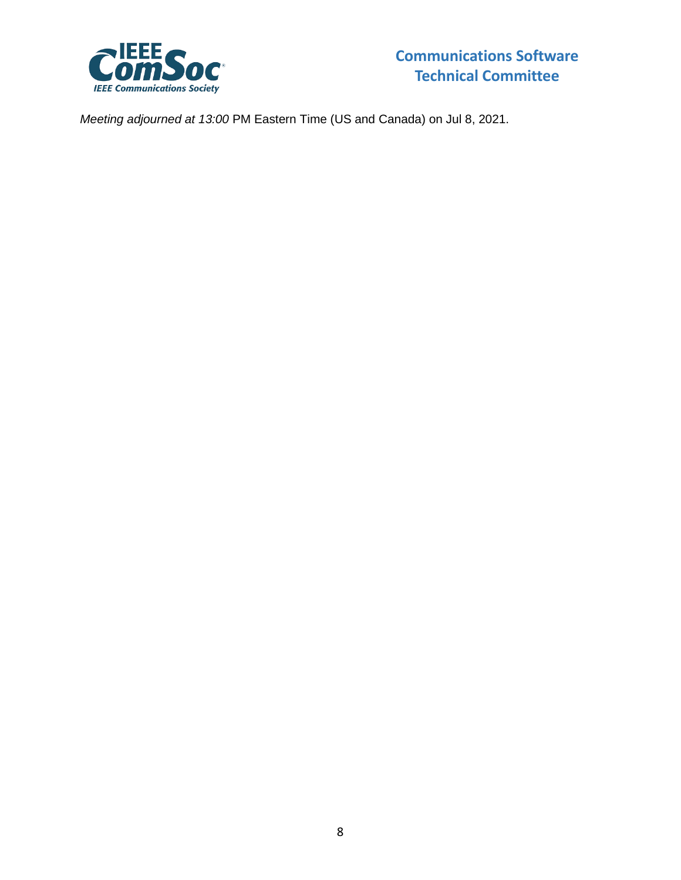*Meeting adjourned at 13:00* PM Eastern Time (US and Canada) on Jul 8, 2021.